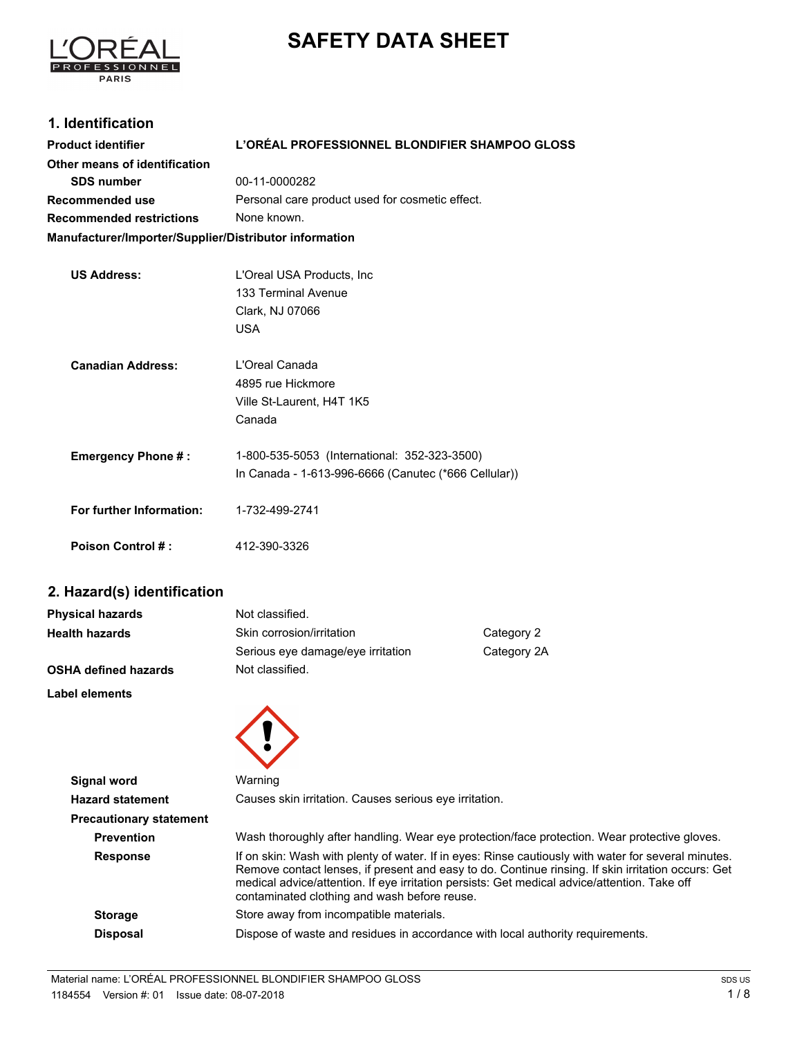# SAFETY DATA SHEET

## 1. Identification

**Product identifier** L'ORÉAL PROFESSIONNEL BLONDIFIER SHAMPOO GLOSS

**Other means of identification**

**SDS number** 00-11-0000282

**Recommended use** Personal care product used for cosmetic effect.

**Recommended restrictions** None known.

**Manufacturer/Importer/Supplier/Distributor information**

**US Address:**
L'Oreal USA Products, Inc
133 Terminal Avenue
Clark, NJ 07066
USA

**Canadian Address:**
L'Oreal Canada
4895 rue Hickmore
Ville St-Laurent, H4T 1K5
Canada

**Emergency Phone # :** 1-800-535-5053 (International: 352-323-3500)
In Canada - 1-613-996-6666 (Canutec (*666 Cellular))

**For further Information:** 1-732-499-2741

**Poison Control # :** 412-390-3326

## 2. Hazard(s) identification

| | | |
|---|---|---|
| **Physical hazards** | Not classified. | |
| **Health hazards** | Skin corrosion/irritation | Category 2 |
| | Serious eye damage/eye irritation | Category 2A |
| **OSHA defined hazards** | Not classified. | |

**Label elements**

**Signal word** Warning

**Hazard statement** Causes skin irritation. Causes serious eye irritation.

**Precautionary statement**

**Prevention** Wash thoroughly after handling. Wear eye protection/face protection. Wear protective gloves.

**Response** If on skin: Wash with plenty of water. If in eyes: Rinse cautiously with water for several minutes. Remove contact lenses, if present and easy to do. Continue rinsing. If skin irritation occurs: Get medical advice/attention. If eye irritation persists: Get medical advice/attention. Take off contaminated clothing and wash before reuse.

**Storage** Store away from incompatible materials.

**Disposal** Dispose of waste and residues in accordance with local authority requirements.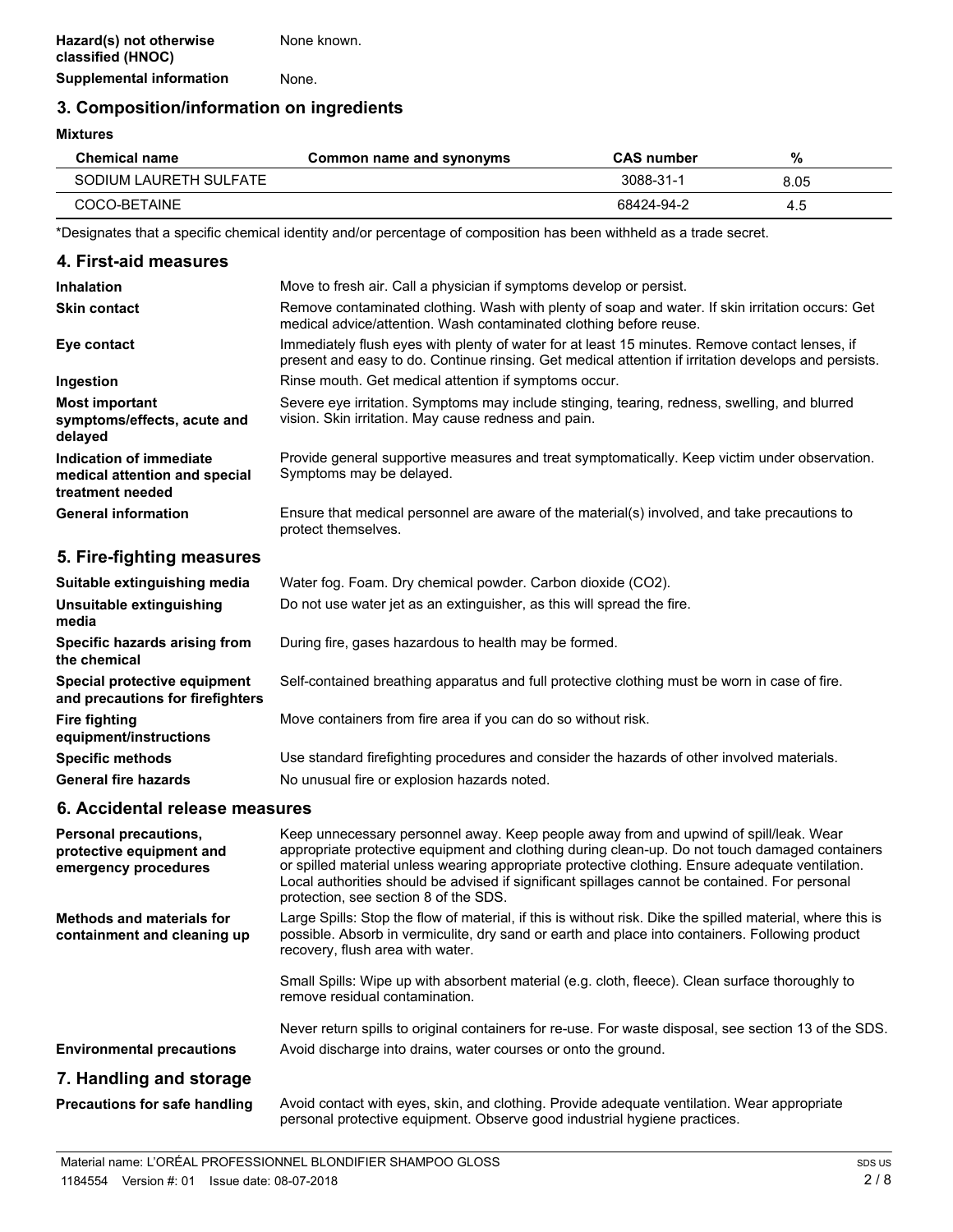**Hazard(s) not otherwise classified (HNOC)** None known.

**Supplemental information** None.

## 3. Composition/information on ingredients

**Mixtures**

| Chemical name | Common name and synonyms | CAS number | % |
|---|---|---|---|
| SODIUM LAURETH SULFATE | | 3088-31-1 | 8.05 |
| COCO-BETAINE | | 68424-94-2 | 4.5 |

*Designates that a specific chemical identity and/or percentage of composition has been withheld as a trade secret.

## 4. First-aid measures

**Inhalation** Move to fresh air. Call a physician if symptoms develop or persist.

**Skin contact** Remove contaminated clothing. Wash with plenty of soap and water. If skin irritation occurs: Get medical advice/attention. Wash contaminated clothing before reuse.

**Eye contact** Immediately flush eyes with plenty of water for at least 15 minutes. Remove contact lenses, if present and easy to do. Continue rinsing. Get medical attention if irritation develops and persists.

**Ingestion** Rinse mouth. Get medical attention if symptoms occur.

**Most important symptoms/effects, acute and delayed** Severe eye irritation. Symptoms may include stinging, tearing, redness, swelling, and blurred vision. Skin irritation. May cause redness and pain.

**Indication of immediate medical attention and special treatment needed** Provide general supportive measures and treat symptomatically. Keep victim under observation. Symptoms may be delayed.

**General information** Ensure that medical personnel are aware of the material(s) involved, and take precautions to protect themselves.

## 5. Fire-fighting measures

**Suitable extinguishing media** Water fog. Foam. Dry chemical powder. Carbon dioxide ($CO_2$).

**Unsuitable extinguishing media** Do not use water jet as an extinguisher, as this will spread the fire.

**Specific hazards arising from the chemical** During fire, gases hazardous to health may be formed.

**Special protective equipment and precautions for firefighters** Self-contained breathing apparatus and full protective clothing must be worn in case of fire.

**Fire fighting equipment/instructions** Move containers from fire area if you can do so without risk.

**Specific methods** Use standard firefighting procedures and consider the hazards of other involved materials.

**General fire hazards** No unusual fire or explosion hazards noted.

## 6. Accidental release measures

**Personal precautions, protective equipment and emergency procedures** Keep unnecessary personnel away. Keep people away from and upwind of spill/leak. Wear appropriate protective equipment and clothing during clean-up. Do not touch damaged containers or spilled material unless wearing appropriate protective clothing. Ensure adequate ventilation. Local authorities should be advised if significant spillages cannot be contained. For personal protection, see section 8 of the SDS.

**Methods and materials for containment and cleaning up** Large Spills: Stop the flow of material, if this is without risk. Dike the spilled material, where this is possible. Absorb in vermiculite, dry sand or earth and place into containers. Following product recovery, flush area with water.

Small Spills: Wipe up with absorbent material (e.g. cloth, fleece). Clean surface thoroughly to remove residual contamination.

Never return spills to original containers for re-use. For waste disposal, see section 13 of the SDS.

**Environmental precautions** Avoid discharge into drains, water courses or onto the ground.

## 7. Handling and storage

**Precautions for safe handling** Avoid contact with eyes, skin, and clothing. Provide adequate ventilation. Wear appropriate personal protective equipment. Observe good industrial hygiene practices.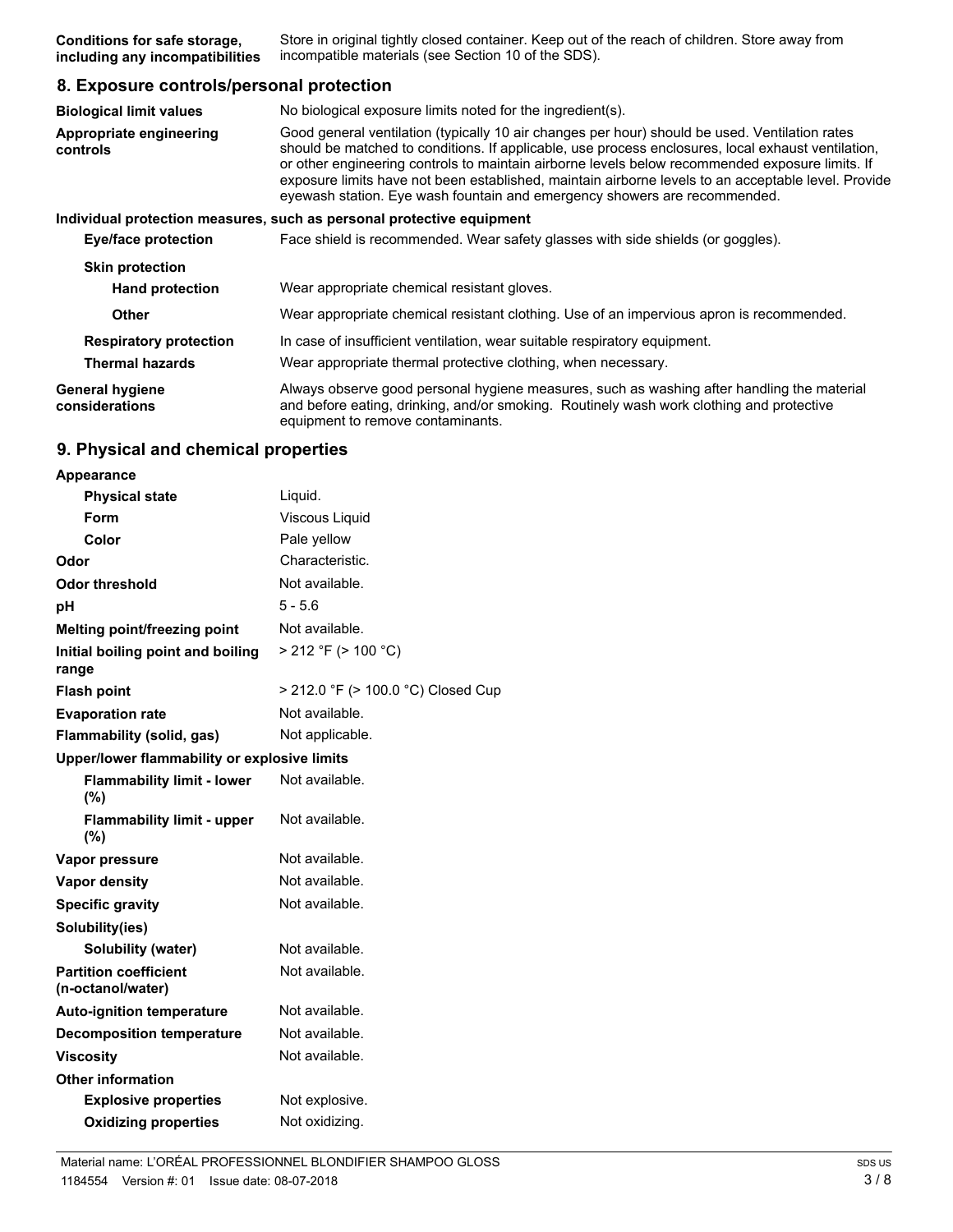**Conditions for safe storage, including any incompatibilities** Store in original tightly closed container. Keep out of the reach of children. Store away from incompatible materials (see Section 10 of the SDS).

## 8. Exposure controls/personal protection

**Biological limit values** No biological exposure limits noted for the ingredient(s).

**Appropriate engineering controls** Good general ventilation (typically 10 air changes per hour) should be used. Ventilation rates should be matched to conditions. If applicable, use process enclosures, local exhaust ventilation, or other engineering controls to maintain airborne levels below recommended exposure limits. If exposure limits have not been established, maintain airborne levels to an acceptable level. Provide eyewash station. Eye wash fountain and emergency showers are recommended.

**Individual protection measures, such as personal protective equipment**

**Eye/face protection** Face shield is recommended. Wear safety glasses with side shields (or goggles).

**Skin protection**

**Hand protection** Wear appropriate chemical resistant gloves.

**Other** Wear appropriate chemical resistant clothing. Use of an impervious apron is recommended.

**Respiratory protection** In case of insufficient ventilation, wear suitable respiratory equipment.

**Thermal hazards** Wear appropriate thermal protective clothing, when necessary.

**General hygiene considerations** Always observe good personal hygiene measures, such as washing after handling the material and before eating, drinking, and/or smoking. Routinely wash work clothing and protective equipment to remove contaminants.

## 9. Physical and chemical properties

**Appearance**

| | |
|---|---|
| **Physical state** | Liquid. |
| **Form** | Viscous Liquid |
| **Color** | Pale yellow |
| **Odor** | Characteristic. |
| **Odor threshold** | Not available. |
| **pH** | 5 - 5.6 |
| **Melting point/freezing point** | Not available. |
| **Initial boiling point and boiling range** | > 212 °F (> 100 °C) |
| **Flash point** | > 212.0 °F (> 100.0 °C) Closed Cup |
| **Evaporation rate** | Not available. |
| **Flammability (solid, gas)** | Not applicable. |
| **Upper/lower flammability or explosive limits** | |
| **Flammability limit - lower (%)** | Not available. |
| **Flammability limit - upper (%)** | Not available. |
| **Vapor pressure** | Not available. |
| **Vapor density** | Not available. |
| **Specific gravity** | Not available. |
| **Solubility(ies)** | |
| **Solubility (water)** | Not available. |
| **Partition coefficient (n-octanol/water)** | Not available. |
| **Auto-ignition temperature** | Not available. |
| **Decomposition temperature** | Not available. |
| **Viscosity** | Not available. |
| **Other information** | |
| **Explosive properties** | Not explosive. |
| **Oxidizing properties** | Not oxidizing. |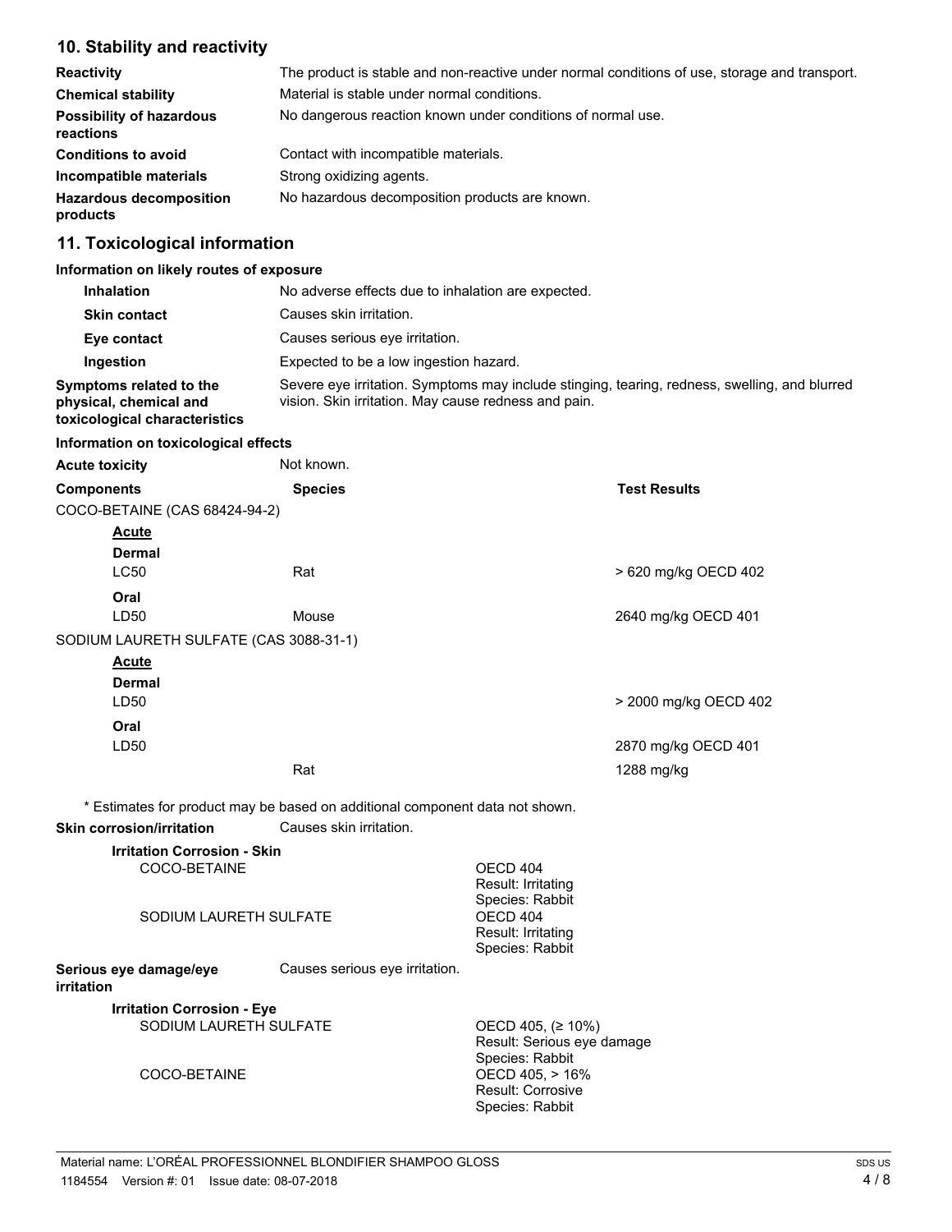## 10. Stability and reactivity

| | |
|---|---|
| **Reactivity** | The product is stable and non-reactive under normal conditions of use, storage and transport. |
| **Chemical stability** | Material is stable under normal conditions. |
| **Possibility of hazardous reactions** | No dangerous reaction known under conditions of normal use. |
| **Conditions to avoid** | Contact with incompatible materials. |
| **Incompatible materials** | Strong oxidizing agents. |
| **Hazardous decomposition products** | No hazardous decomposition products are known. |

## 11. Toxicological information

**Information on likely routes of exposure**

| | |
|---|---|
| **Inhalation** | No adverse effects due to inhalation are expected. |
| **Skin contact** | Causes skin irritation. |
| **Eye contact** | Causes serious eye irritation. |
| **Ingestion** | Expected to be a low ingestion hazard. |
| **Symptoms related to the physical, chemical and toxicological characteristics** | Severe eye irritation. Symptoms may include stinging, tearing, redness, swelling, and blurred vision. Skin irritation. May cause redness and pain. |

**Information on toxicological effects**

**Acute toxicity** Not known.

| Components | Species | Test Results |
|---|---|---|
| COCO-BETAINE (CAS 68424-94-2) | | |
| **Acute** | | |
| **Dermal** | | |
| LC50 | Rat | > 620 mg/kg OECD 402 |
| **Oral** | | |
| LD50 | Mouse | 2640 mg/kg OECD 401 |
| SODIUM LAURETH SULFATE (CAS 3088-31-1) | | |
| **Acute** | | |
| **Dermal** | | |
| LD50 | | > 2000 mg/kg OECD 402 |
| **Oral** | | |
| LD50 | | 2870 mg/kg OECD 401 |
| | Rat | 1288 mg/kg |

\* Estimates for product may be based on additional component data not shown.

**Skin corrosion/irritation** Causes skin irritation.

**Irritation Corrosion - Skin**

| | |
|---|---|
| COCO-BETAINE | OECD 404<br>Result: Irritating<br>Species: Rabbit |
| SODIUM LAURETH SULFATE | OECD 404<br>Result: Irritating<br>Species: Rabbit |

**Serious eye damage/eye irritation** Causes serious eye irritation.

**Irritation Corrosion - Eye**

| | |
|---|---|
| SODIUM LAURETH SULFATE | OECD 405, (≥ 10%)<br>Result: Serious eye damage<br>Species: Rabbit |
| COCO-BETAINE | OECD 405, > 16%<br>Result: Corrosive<br>Species: Rabbit |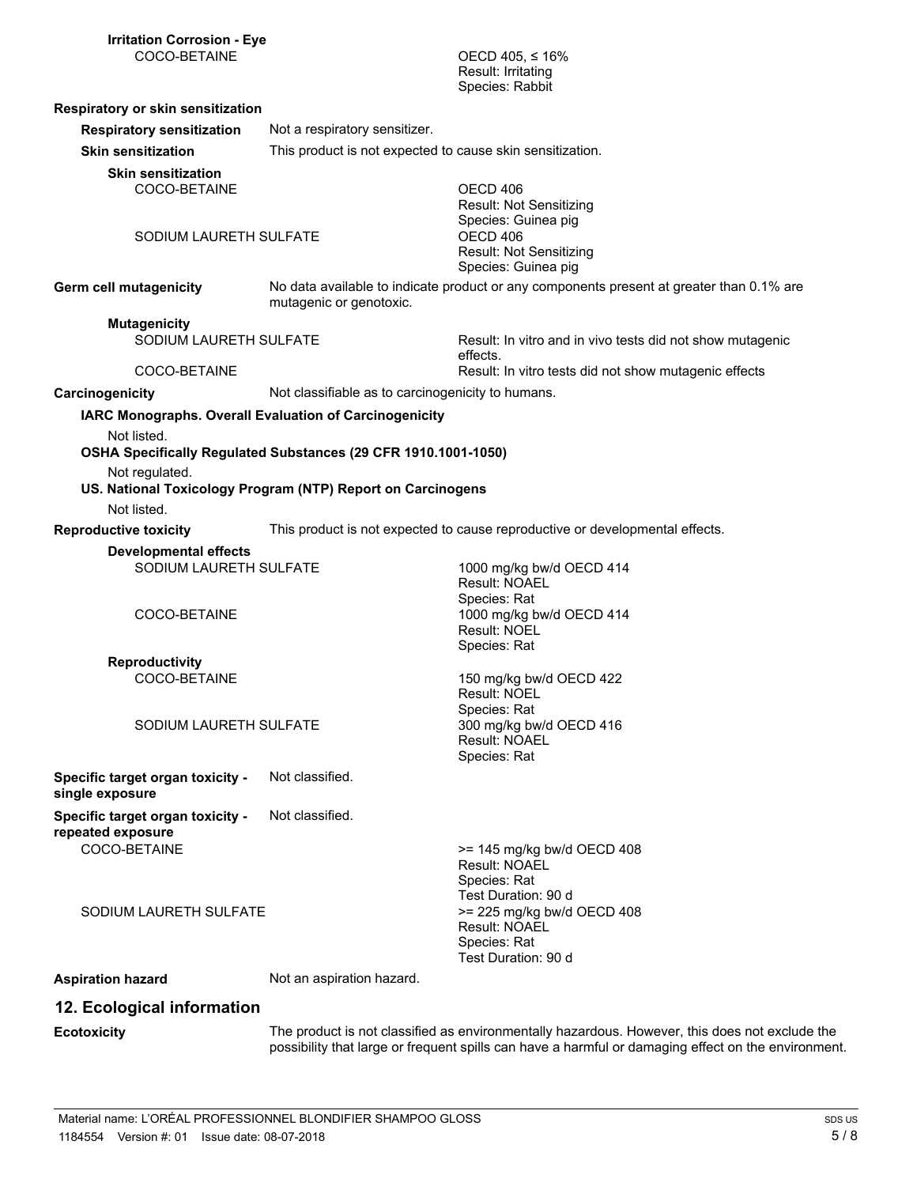**Irritation Corrosion - Eye**

| | |
|---|---|
| COCO-BETAINE | OECD 405, ≤ 16%<br>Result: Irritating<br>Species: Rabbit |

**Respiratory or skin sensitization**

**Respiratory sensitization** Not a respiratory sensitizer.

**Skin sensitization** This product is not expected to cause skin sensitization.

**Skin sensitization**

| | |
|---|---|
| COCO-BETAINE | OECD 406<br>Result: Not Sensitizing<br>Species: Guinea pig |
| SODIUM LAURETH SULFATE | OECD 406<br>Result: Not Sensitizing<br>Species: Guinea pig |

**Germ cell mutagenicity** No data available to indicate product or any components present at greater than 0.1% are mutagenic or genotoxic.

**Mutagenicity**

| | |
|---|---|
| SODIUM LAURETH SULFATE | Result: In vitro and in vivo tests did not show mutagenic effects. |
| COCO-BETAINE | Result: In vitro tests did not show mutagenic effects |

**Carcinogenicity** Not classifiable as to carcinogenicity to humans.

**IARC Monographs. Overall Evaluation of Carcinogenicity**

Not listed.

**OSHA Specifically Regulated Substances (29 CFR 1910.1001-1050)**

Not regulated.

**US. National Toxicology Program (NTP) Report on Carcinogens**

Not listed.

**Reproductive toxicity** This product is not expected to cause reproductive or developmental effects.

**Developmental effects**

| | |
|---|---|
| SODIUM LAURETH SULFATE | 1000 mg/kg bw/d OECD 414<br>Result: NOAEL<br>Species: Rat |
| COCO-BETAINE | 1000 mg/kg bw/d OECD 414<br>Result: NOEL<br>Species: Rat |

**Reproductivity**

| | |
|---|---|
| COCO-BETAINE | 150 mg/kg bw/d OECD 422<br>Result: NOEL<br>Species: Rat |
| SODIUM LAURETH SULFATE | 300 mg/kg bw/d OECD 416<br>Result: NOAEL<br>Species: Rat |

**Specific target organ toxicity - single exposure** Not classified.

**Specific target organ toxicity - repeated exposure** Not classified.

| | |
|---|---|
| COCO-BETAINE | >= 145 mg/kg bw/d OECD 408<br>Result: NOAEL<br>Species: Rat<br>Test Duration: 90 d |
| SODIUM LAURETH SULFATE | >= 225 mg/kg bw/d OECD 408<br>Result: NOAEL<br>Species: Rat<br>Test Duration: 90 d |

**Aspiration hazard** Not an aspiration hazard.

## 12. Ecological information

**Ecotoxicity** The product is not classified as environmentally hazardous. However, this does not exclude the possibility that large or frequent spills can have a harmful or damaging effect on the environment.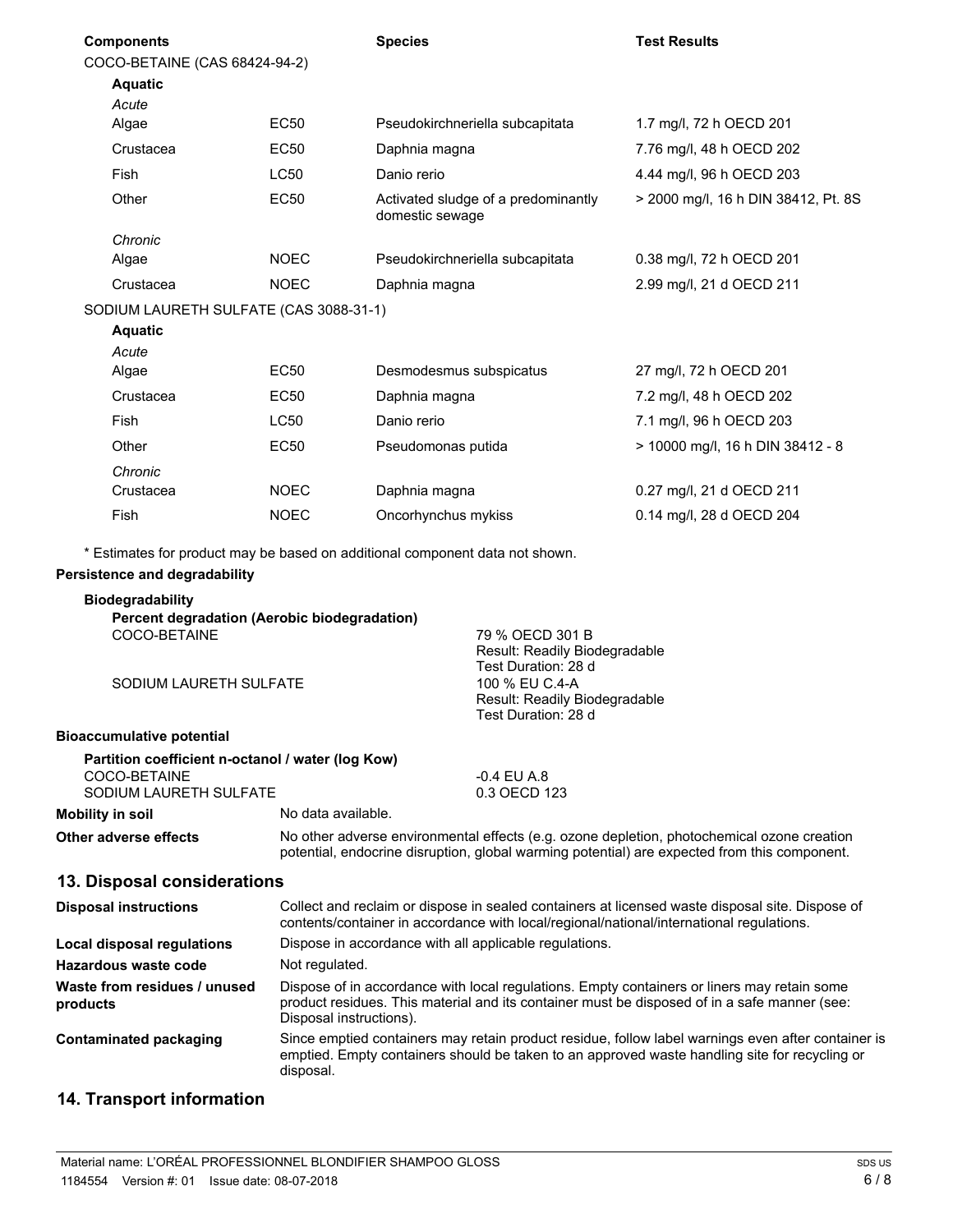| Components | | Species | Test Results |
|---|---|---|---|
| COCO-BETAINE (CAS 68424-94-2) | | | |
| **Aquatic** | | | |
| *Acute* | | | |
| Algae | EC50 | Pseudokirchneriella subcapitata | 1.7 mg/l, 72 h OECD 201 |
| Crustacea | EC50 | Daphnia magna | 7.76 mg/l, 48 h OECD 202 |
| Fish | LC50 | Danio rerio | 4.44 mg/l, 96 h OECD 203 |
| Other | EC50 | Activated sludge of a predominantly domestic sewage | > 2000 mg/l, 16 h DIN 38412, Pt. 8S |
| *Chronic* | | | |
| Algae | NOEC | Pseudokirchneriella subcapitata | 0.38 mg/l, 72 h OECD 201 |
| Crustacea | NOEC | Daphnia magna | 2.99 mg/l, 21 d OECD 211 |
| SODIUM LAURETH SULFATE (CAS 3088-31-1) | | | |
| **Aquatic** | | | |
| *Acute* | | | |
| Algae | EC50 | Desmodesmus subspicatus | 27 mg/l, 72 h OECD 201 |
| Crustacea | EC50 | Daphnia magna | 7.2 mg/l, 48 h OECD 202 |
| Fish | LC50 | Danio rerio | 7.1 mg/l, 96 h OECD 203 |
| Other | EC50 | Pseudomonas putida | > 10000 mg/l, 16 h DIN 38412 - 8 |
| *Chronic* | | | |
| Crustacea | NOEC | Daphnia magna | 0.27 mg/l, 21 d OECD 211 |
| Fish | NOEC | Oncorhynchus mykiss | 0.14 mg/l, 28 d OECD 204 |

\* Estimates for product may be based on additional component data not shown.

**Persistence and degradability**

**Biodegradability**

**Percent degradation (Aerobic biodegradation)**

| | |
|---|---|
| COCO-BETAINE | 79 % OECD 301 B<br>Result: Readily Biodegradable<br>Test Duration: 28 d |
| SODIUM LAURETH SULFATE | 100 % EU C.4-A<br>Result: Readily Biodegradable<br>Test Duration: 28 d |

**Bioaccumulative potential**

**Partition coefficient n-octanol / water (log Kow)**

| | |
|---|---|
| COCO-BETAINE | -0.4 EU A.8 |
| SODIUM LAURETH SULFATE | 0.3 OECD 123 |

**Mobility in soil** No data available.

**Other adverse effects** No other adverse environmental effects (e.g. ozone depletion, photochemical ozone creation potential, endocrine disruption, global warming potential) are expected from this component.

## 13. Disposal considerations

**Disposal instructions** Collect and reclaim or dispose in sealed containers at licensed waste disposal site. Dispose of contents/container in accordance with local/regional/national/international regulations.

**Local disposal regulations** Dispose in accordance with all applicable regulations.

**Hazardous waste code** Not regulated.

**Waste from residues / unused products** Dispose of in accordance with local regulations. Empty containers or liners may retain some product residues. This material and its container must be disposed of in a safe manner (see: Disposal instructions).

**Contaminated packaging** Since emptied containers may retain product residue, follow label warnings even after container is emptied. Empty containers should be taken to an approved waste handling site for recycling or disposal.

## 14. Transport information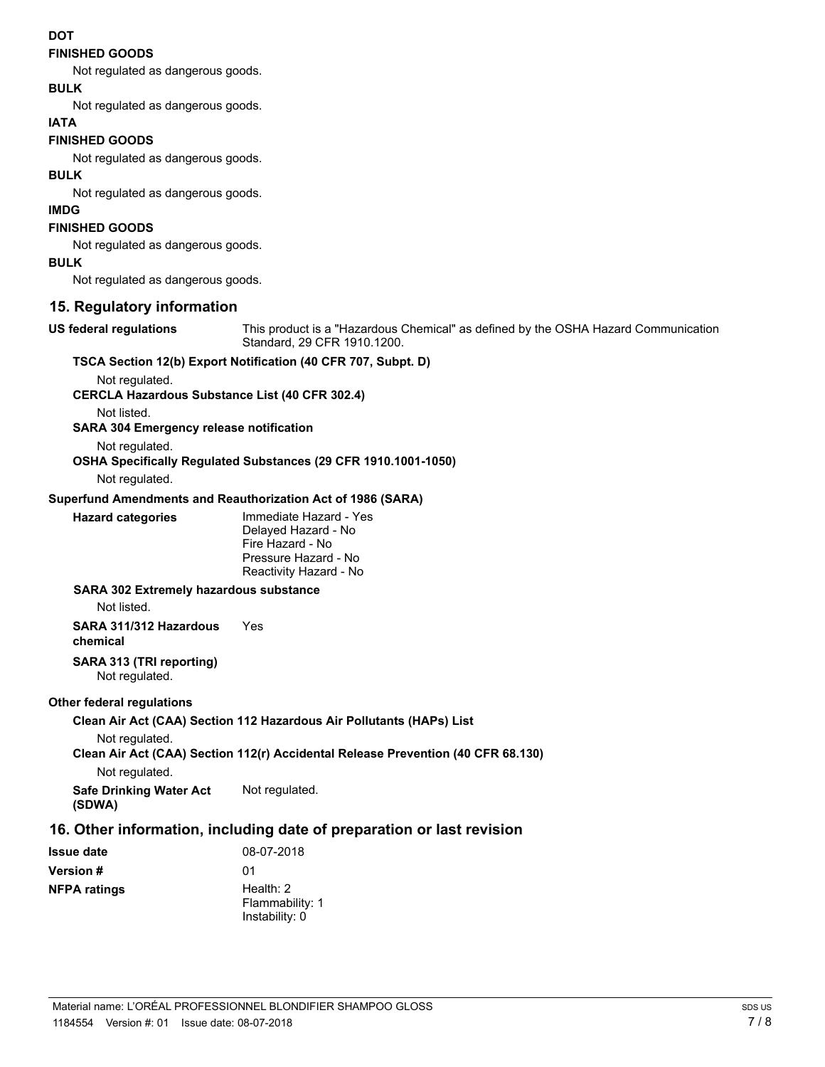**DOT**

**FINISHED GOODS**

Not regulated as dangerous goods.

**BULK**

Not regulated as dangerous goods.

**IATA**

**FINISHED GOODS**

Not regulated as dangerous goods.

**BULK**

Not regulated as dangerous goods.

**IMDG**

**FINISHED GOODS**

Not regulated as dangerous goods.

**BULK**

Not regulated as dangerous goods.

## 15. Regulatory information

**US federal regulations** This product is a "Hazardous Chemical" as defined by the OSHA Hazard Communication Standard, 29 CFR 1910.1200.

**TSCA Section 12(b) Export Notification (40 CFR 707, Subpt. D)**

Not regulated.

**CERCLA Hazardous Substance List (40 CFR 302.4)**

Not listed.

**SARA 304 Emergency release notification**

Not regulated.

**OSHA Specifically Regulated Substances (29 CFR 1910.1001-1050)**

Not regulated.

**Superfund Amendments and Reauthorization Act of 1986 (SARA)**

**Hazard categories**
Immediate Hazard - Yes
Delayed Hazard - No
Fire Hazard - No
Pressure Hazard - No
Reactivity Hazard - No

**SARA 302 Extremely hazardous substance**

Not listed.

**SARA 311/312 Hazardous chemical** Yes

**SARA 313 (TRI reporting)**

Not regulated.

**Other federal regulations**

**Clean Air Act (CAA) Section 112 Hazardous Air Pollutants (HAPs) List**

Not regulated.

**Clean Air Act (CAA) Section 112(r) Accidental Release Prevention (40 CFR 68.130)**

Not regulated.

**Safe Drinking Water Act (SDWA)** Not regulated.

## 16. Other information, including date of preparation or last revision

**Issue date** 08-07-2018

**Version #** 01

**NFPA ratings**
Health: 2
Flammability: 1
Instability: 0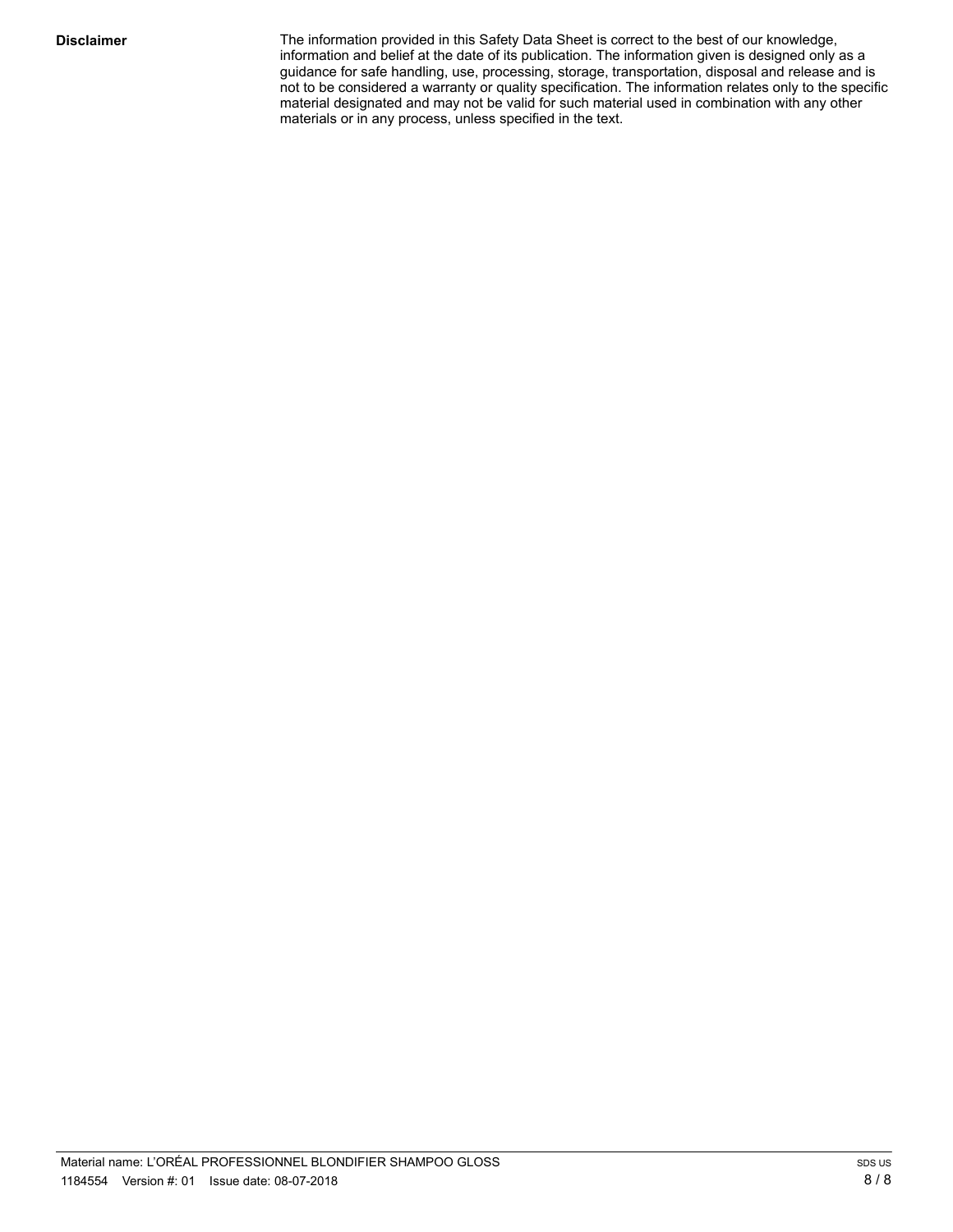**Disclaimer**

The information provided in this Safety Data Sheet is correct to the best of our knowledge, information and belief at the date of its publication. The information given is designed only as a guidance for safe handling, use, processing, storage, transportation, disposal and release and is not to be considered a warranty or quality specification. The information relates only to the specific material designated and may not be valid for such material used in combination with any other materials or in any process, unless specified in the text.